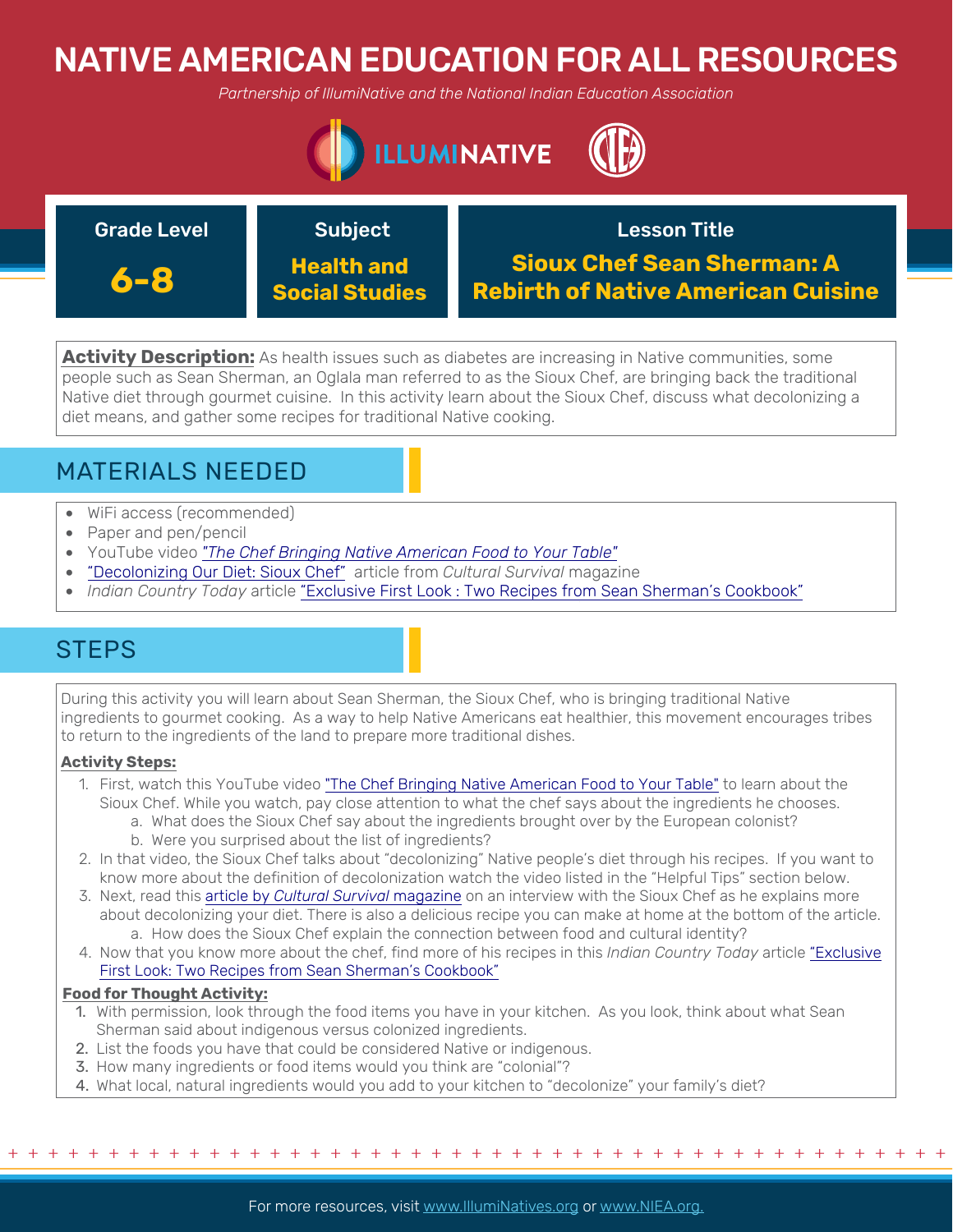# NATIVE AMERICAN EDUCATION FOR ALL RESOURCES

*Partnership of IllumiNative and the National Indian Education Association*

| Grade Level | Subject | Lesson Title |
| --- | --- | --- |
| **6-8** | **Health and Social Studies** | **Sioux Chef Sean Sherman: A Rebirth of Native American Cuisine** |

**Activity Description:** As health issues such as diabetes are increasing in Native communities, some people such as Sean Sherman, an Oglala man referred to as the Sioux Chef, are bringing back the traditional Native diet through gourmet cuisine. In this activity learn about the Sioux Chef, discuss what decolonizing a diet means, and gather some recipes for traditional Native cooking.

## MATERIALS NEEDED

- WiFi access (recommended)
- Paper and pen/pencil
- YouTube video *"The Chef Bringing Native American Food to Your Table"*
- "Decolonizing Our Diet: Sioux Chef" article from *Cultural Survival* magazine
- *Indian Country Today* article "Exclusive First Look : Two Recipes from Sean Sherman's Cookbook"

## STEPS

During this activity you will learn about Sean Sherman, the Sioux Chef, who is bringing traditional Native ingredients to gourmet cooking. As a way to help Native Americans eat healthier, this movement encourages tribes to return to the ingredients of the land to prepare more traditional dishes.

**Activity Steps:**

1. First, watch this YouTube video "The Chef Bringing Native American Food to Your Table" to learn about the Sioux Chef. While you watch, pay close attention to what the chef says about the ingredients he chooses.
   a. What does the Sioux Chef say about the ingredients brought over by the European colonist?
   b. Were you surprised about the list of ingredients?
2. In that video, the Sioux Chef talks about "decolonizing" Native people's diet through his recipes. If you want to know more about the definition of decolonization watch the video listed in the "Helpful Tips" section below.
3. Next, read this article by *Cultural Survival* magazine on an interview with the Sioux Chef as he explains more about decolonizing your diet. There is also a delicious recipe you can make at home at the bottom of the article.
   a. How does the Sioux Chef explain the connection between food and cultural identity?
4. Now that you know more about the chef, find more of his recipes in this *Indian Country Today* article "Exclusive First Look: Two Recipes from Sean Sherman's Cookbook"

**Food for Thought Activity:**

1. With permission, look through the food items you have in your kitchen. As you look, think about what Sean Sherman said about indigenous versus colonized ingredients.
2. List the foods you have that could be considered Native or indigenous.
3. How many ingredients or food items would you think are "colonial"?
4. What local, natural ingredients would you add to your kitchen to "decolonize" your family's diet?

For more resources, visit www.IllumiNatives.org or www.NIEA.org.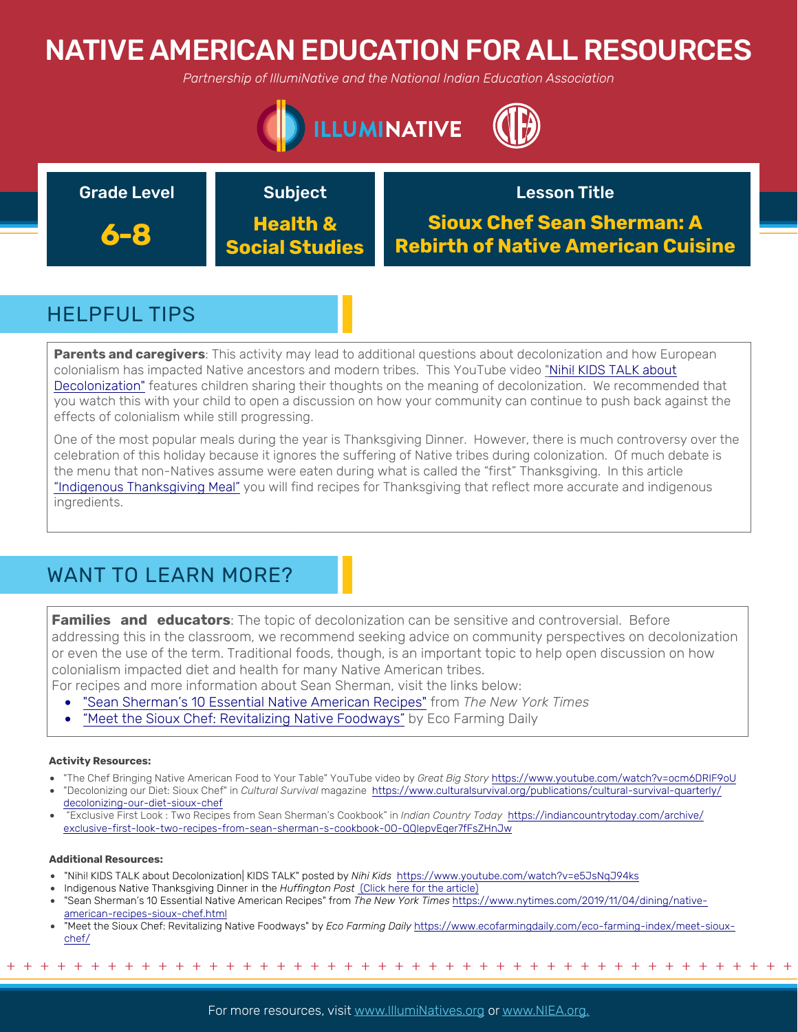# NATIVE AMERICAN EDUCATION FOR ALL RESOURCES

*Partnership of IllumiNative and the National Indian Education Association*

| Grade Level | Subject | Lesson Title |
|---|---|---|
| **6-8** | **Health & Social Studies** | **Sioux Chef Sean Sherman: A Rebirth of Native American Cuisine** |

## HELPFUL TIPS

**Parents and caregivers**: This activity may lead to additional questions about decolonization and how European colonialism has impacted Native ancestors and modern tribes. This YouTube video "Nihi! KIDS TALK about Decolonization" features children sharing their thoughts on the meaning of decolonization. We recommended that you watch this with your child to open a discussion on how your community can continue to push back against the effects of colonialism while still progressing.

One of the most popular meals during the year is Thanksgiving Dinner. However, there is much controversy over the celebration of this holiday because it ignores the suffering of Native tribes during colonization. Of much debate is the menu that non-Natives assume were eaten during what is called the "first" Thanksgiving. In this article "Indigenous Thanksgiving Meal" you will find recipes for Thanksgiving that reflect more accurate and indigenous ingredients.

## WANT TO LEARN MORE?

**Families and educators**: The topic of decolonization can be sensitive and controversial. Before addressing this in the classroom, we recommend seeking advice on community perspectives on decolonization or even the use of the term. Traditional foods, though, is an important topic to help open discussion on how colonialism impacted diet and health for many Native American tribes.
For recipes and more information about Sean Sherman, visit the links below:

- "Sean Sherman's 10 Essential Native American Recipes" from *The New York Times*
- "Meet the Sioux Chef: Revitalizing Native Foodways" by Eco Farming Daily

**Activity Resources:**

- "The Chef Bringing Native American Food to Your Table" YouTube video by *Great Big Story* https://www.youtube.com/watch?v=ocm6DRIF9oU
- "Decolonizing our Diet: Sioux Chef" in *Cultural Survival* magazine https://www.culturalsurvival.org/publications/cultural-survival-quarterly/decolonizing-our-diet-sioux-chef
- "Exclusive First Look : Two Recipes from Sean Sherman's Cookbook" in *Indian Country Today* https://indiancountrytoday.com/archive/exclusive-first-look-two-recipes-from-sean-sherman-s-cookbook-00-QQIepvEqer7fFsZHnJw

**Additional Resources:**

- "Nihi! KIDS TALK about Decolonization| KIDS TALK" posted by *Nihi Kids* https://www.youtube.com/watch?v=e5JsNqJ94ks
- Indigenous Native Thanksgiving Dinner in the *Huffington Post* (Click here for the article)
- "Sean Sherman's 10 Essential Native American Recipes" from *The New York Times* https://www.nytimes.com/2019/11/04/dining/native-american-recipes-sioux-chef.html
- "Meet the Sioux Chef: Revitalizing Native Foodways" by *Eco Farming Daily* https://www.ecofarmingdaily.com/eco-farming-index/meet-sioux-chef/

For more resources, visit www.IllumiNatives.org or www.NIEA.org.